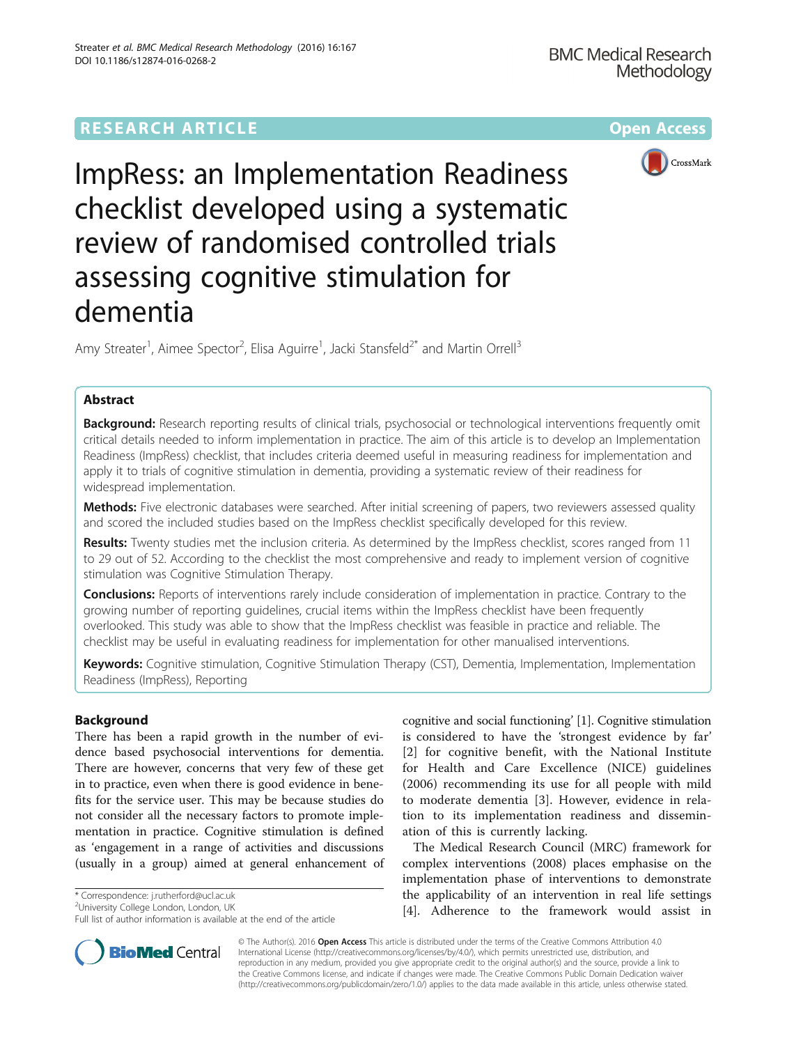RESEARCH ARTICLE Open Access

# ImpRess: an Implementation Readiness checklist developed using a systematic review of randomised controlled trials assessing cognitive stimulation for dementia

Amy Streater[1], Aimee Spector[2], Elisa Aguirre[1], Jacki Stansfeld[2*] and Martin Orrell[3]

## Abstract

**Background:** Research reporting results of clinical trials, psychosocial or technological interventions frequently omit critical details needed to inform implementation in practice. The aim of this article is to develop an Implementation Readiness (ImpRess) checklist, that includes criteria deemed useful in measuring readiness for implementation and apply it to trials of cognitive stimulation in dementia, providing a systematic review of their readiness for widespread implementation.

**Methods:** Five electronic databases were searched. After initial screening of papers, two reviewers assessed quality and scored the included studies based on the ImpRess checklist specifically developed for this review.

**Results:** Twenty studies met the inclusion criteria. As determined by the ImpRess checklist, scores ranged from 11 to 29 out of 52. According to the checklist the most comprehensive and ready to implement version of cognitive stimulation was Cognitive Stimulation Therapy.

**Conclusions:** Reports of interventions rarely include consideration of implementation in practice. Contrary to the growing number of reporting guidelines, crucial items within the ImpRess checklist have been frequently overlooked. This study was able to show that the ImpRess checklist was feasible in practice and reliable. The checklist may be useful in evaluating readiness for implementation for other manualised interventions.

**Keywords:** Cognitive stimulation, Cognitive Stimulation Therapy (CST), Dementia, Implementation, Implementation Readiness (ImpRess), Reporting

## Background

There has been a rapid growth in the number of evidence based psychosocial interventions for dementia. There are however, concerns that very few of these get in to practice, even when there is good evidence in benefits for the service user. This may be because studies do not consider all the necessary factors to promote implementation in practice. Cognitive stimulation is defined as 'engagement in a range of activities and discussions (usually in a group) aimed at general enhancement of cognitive and social functioning' [1]. Cognitive stimulation is considered to have the 'strongest evidence by far' [2] for cognitive benefit, with the National Institute for Health and Care Excellence (NICE) guidelines (2006) recommending its use for all people with mild to moderate dementia [3]. However, evidence in relation to its implementation readiness and dissemination of this is currently lacking.

The Medical Research Council (MRC) framework for complex interventions (2008) places emphasise on the implementation phase of interventions to demonstrate the applicability of an intervention in real life settings [4]. Adherence to the framework would assist in

* Correspondence: j.rutherford@ucl.ac.uk
[2]University College London, London, UK
Full list of author information is available at the end of the article

© The Author(s). 2016 **Open Access** This article is distributed under the terms of the Creative Commons Attribution 4.0 International License (http://creativecommons.org/licenses/by/4.0/), which permits unrestricted use, distribution, and reproduction in any medium, provided you give appropriate credit to the original author(s) and the source, provide a link to the Creative Commons license, and indicate if changes were made. The Creative Commons Public Domain Dedication waiver (http://creativecommons.org/publicdomain/zero/1.0/) applies to the data made available in this article, unless otherwise stated.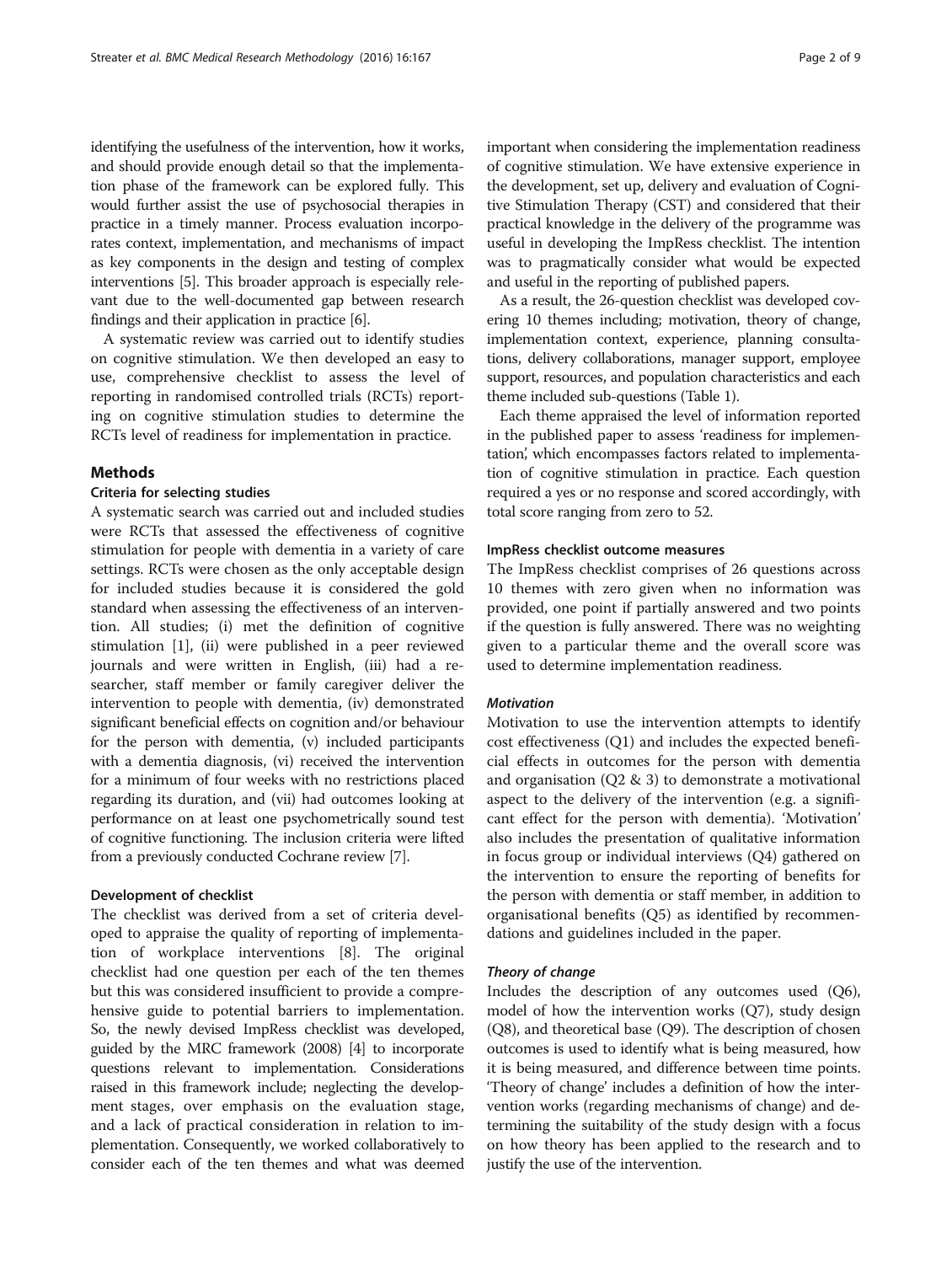identifying the usefulness of the intervention, how it works, and should provide enough detail so that the implementation phase of the framework can be explored fully. This would further assist the use of psychosocial therapies in practice in a timely manner. Process evaluation incorporates context, implementation, and mechanisms of impact as key components in the design and testing of complex interventions [5]. This broader approach is especially relevant due to the well-documented gap between research findings and their application in practice [6].

A systematic review was carried out to identify studies on cognitive stimulation. We then developed an easy to use, comprehensive checklist to assess the level of reporting in randomised controlled trials (RCTs) reporting on cognitive stimulation studies to determine the RCTs level of readiness for implementation in practice.

## Methods

### Criteria for selecting studies

A systematic search was carried out and included studies were RCTs that assessed the effectiveness of cognitive stimulation for people with dementia in a variety of care settings. RCTs were chosen as the only acceptable design for included studies because it is considered the gold standard when assessing the effectiveness of an intervention. All studies; (i) met the definition of cognitive stimulation [1], (ii) were published in a peer reviewed journals and were written in English, (iii) had a researcher, staff member or family caregiver deliver the intervention to people with dementia, (iv) demonstrated significant beneficial effects on cognition and/or behaviour for the person with dementia, (v) included participants with a dementia diagnosis, (vi) received the intervention for a minimum of four weeks with no restrictions placed regarding its duration, and (vii) had outcomes looking at performance on at least one psychometrically sound test of cognitive functioning. The inclusion criteria were lifted from a previously conducted Cochrane review [7].

### Development of checklist

The checklist was derived from a set of criteria developed to appraise the quality of reporting of implementation of workplace interventions [8]. The original checklist had one question per each of the ten themes but this was considered insufficient to provide a comprehensive guide to potential barriers to implementation. So, the newly devised ImpRess checklist was developed, guided by the MRC framework (2008) [4] to incorporate questions relevant to implementation. Considerations raised in this framework include; neglecting the development stages, over emphasis on the evaluation stage, and a lack of practical consideration in relation to implementation. Consequently, we worked collaboratively to consider each of the ten themes and what was deemed important when considering the implementation readiness of cognitive stimulation. We have extensive experience in the development, set up, delivery and evaluation of Cognitive Stimulation Therapy (CST) and considered that their practical knowledge in the delivery of the programme was useful in developing the ImpRess checklist. The intention was to pragmatically consider what would be expected and useful in the reporting of published papers.

As a result, the 26-question checklist was developed covering 10 themes including; motivation, theory of change, implementation context, experience, planning consultations, delivery collaborations, manager support, employee support, resources, and population characteristics and each theme included sub-questions (Table 1).

Each theme appraised the level of information reported in the published paper to assess 'readiness for implementation', which encompasses factors related to implementation of cognitive stimulation in practice. Each question required a yes or no response and scored accordingly, with total score ranging from zero to 52.

### ImpRess checklist outcome measures

The ImpRess checklist comprises of 26 questions across 10 themes with zero given when no information was provided, one point if partially answered and two points if the question is fully answered. There was no weighting given to a particular theme and the overall score was used to determine implementation readiness.

#### *Motivation*

Motivation to use the intervention attempts to identify cost effectiveness (Q1) and includes the expected beneficial effects in outcomes for the person with dementia and organisation (Q2 & 3) to demonstrate a motivational aspect to the delivery of the intervention (e.g. a significant effect for the person with dementia). 'Motivation' also includes the presentation of qualitative information in focus group or individual interviews (Q4) gathered on the intervention to ensure the reporting of benefits for the person with dementia or staff member, in addition to organisational benefits (Q5) as identified by recommendations and guidelines included in the paper.

#### *Theory of change*

Includes the description of any outcomes used (Q6), model of how the intervention works (Q7), study design (Q8), and theoretical base (Q9). The description of chosen outcomes is used to identify what is being measured, how it is being measured, and difference between time points. 'Theory of change' includes a definition of how the intervention works (regarding mechanisms of change) and determining the suitability of the study design with a focus on how theory has been applied to the research and to justify the use of the intervention.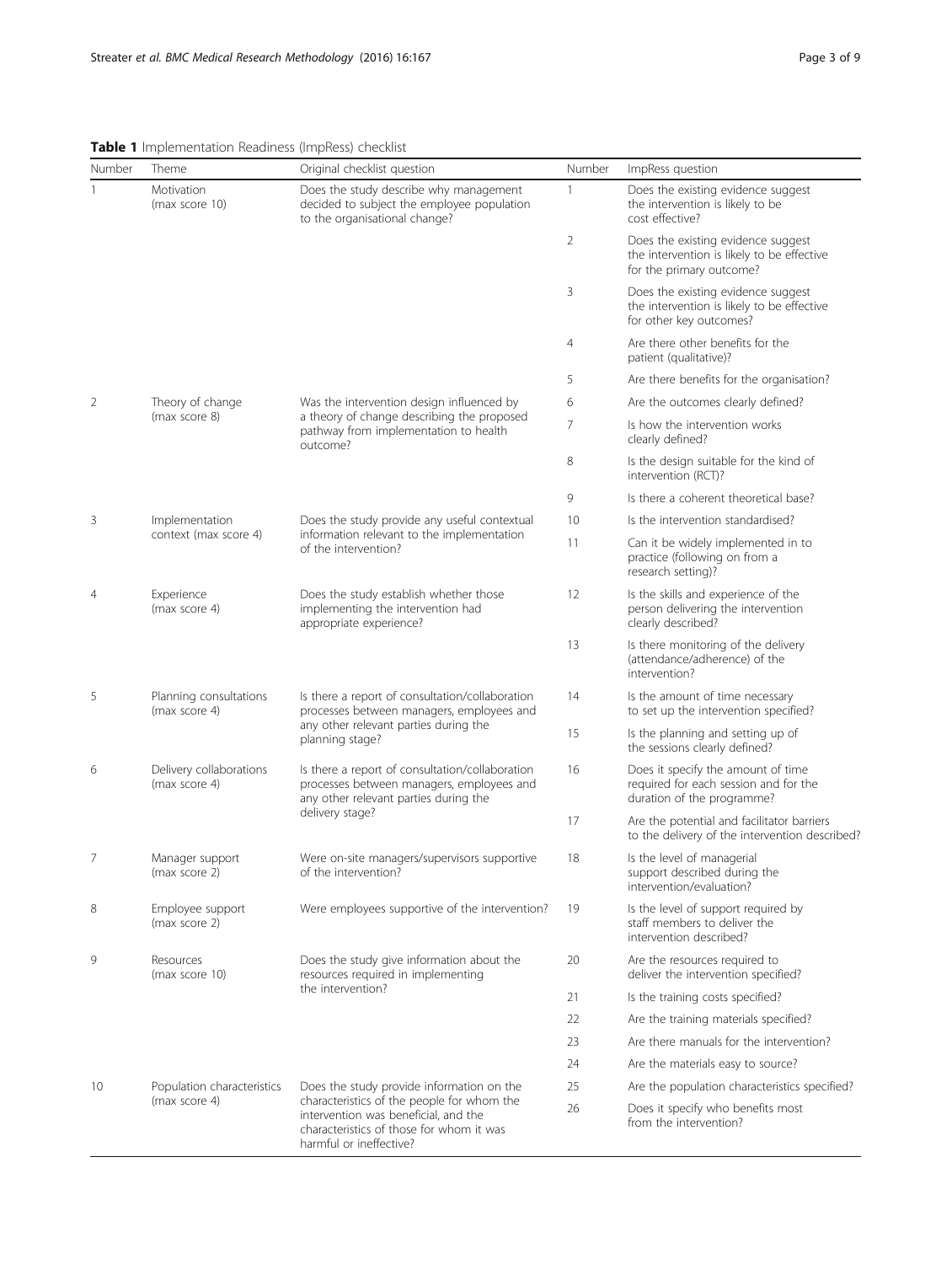**Table 1** Implementation Readiness (ImpRess) checklist

| Number | Theme | Original checklist question | Number | ImpRess question |
|---|---|---|---|---|
| 1 | Motivation (max score 10) | Does the study describe why management decided to subject the employee population to the organisational change? | 1 | Does the existing evidence suggest the intervention is likely to be cost effective? |
| | | | 2 | Does the existing evidence suggest the intervention is likely to be effective for the primary outcome? |
| | | | 3 | Does the existing evidence suggest the intervention is likely to be effective for other key outcomes? |
| | | | 4 | Are there other benefits for the patient (qualitative)? |
| | | | 5 | Are there benefits for the organisation? |
| 2 | Theory of change (max score 8) | Was the intervention design influenced by a theory of change describing the proposed pathway from implementation to health outcome? | 6 | Are the outcomes clearly defined? |
| | | | 7 | Is how the intervention works clearly defined? |
| | | | 8 | Is the design suitable for the kind of intervention (RCT)? |
| | | | 9 | Is there a coherent theoretical base? |
| 3 | Implementation context (max score 4) | Does the study provide any useful contextual information relevant to the implementation of the intervention? | 10 | Is the intervention standardised? |
| | | | 11 | Can it be widely implemented in to practice (following on from a research setting)? |
| 4 | Experience (max score 4) | Does the study establish whether those implementing the intervention had appropriate experience? | 12 | Is the skills and experience of the person delivering the intervention clearly described? |
| | | | 13 | Is there monitoring of the delivery (attendance/adherence) of the intervention? |
| 5 | Planning consultations (max score 4) | Is there a report of consultation/collaboration processes between managers, employees and any other relevant parties during the planning stage? | 14 | Is the amount of time necessary to set up the intervention specified? |
| | | | 15 | Is the planning and setting up of the sessions clearly defined? |
| 6 | Delivery collaborations (max score 4) | Is there a report of consultation/collaboration processes between managers, employees and any other relevant parties during the delivery stage? | 16 | Does it specify the amount of time required for each session and for the duration of the programme? |
| | | | 17 | Are the potential and facilitator barriers to the delivery of the intervention described? |
| 7 | Manager support (max score 2) | Were on-site managers/supervisors supportive of the intervention? | 18 | Is the level of managerial support described during the intervention/evaluation? |
| 8 | Employee support (max score 2) | Were employees supportive of the intervention? | 19 | Is the level of support required by staff members to deliver the intervention described? |
| 9 | Resources (max score 10) | Does the study give information about the resources required in implementing the intervention? | 20 | Are the resources required to deliver the intervention specified? |
| | | | 21 | Is the training costs specified? |
| | | | 22 | Are the training materials specified? |
| | | | 23 | Are there manuals for the intervention? |
| | | | 24 | Are the materials easy to source? |
| 10 | Population characteristics (max score 4) | Does the study provide information on the characteristics of the people for whom the intervention was beneficial, and the characteristics of those for whom it was harmful or ineffective? | 25 | Are the population characteristics specified? |
| | | | 26 | Does it specify who benefits most from the intervention? |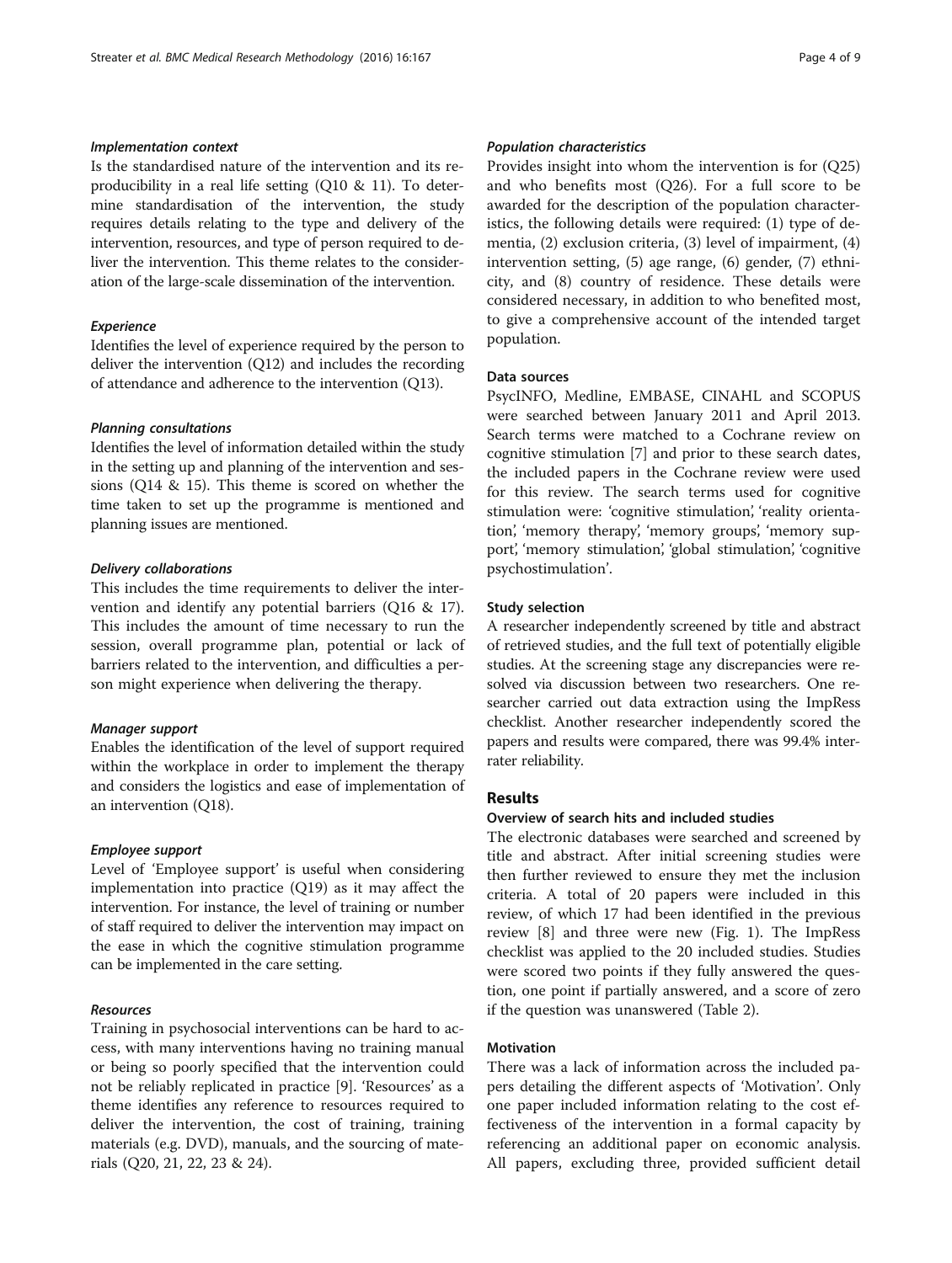#### *Implementation context*

Is the standardised nature of the intervention and its reproducibility in a real life setting (Q10 & 11). To determine standardisation of the intervention, the study requires details relating to the type and delivery of the intervention, resources, and type of person required to deliver the intervention. This theme relates to the consideration of the large-scale dissemination of the intervention.

#### *Experience*

Identifies the level of experience required by the person to deliver the intervention (Q12) and includes the recording of attendance and adherence to the intervention (Q13).

#### *Planning consultations*

Identifies the level of information detailed within the study in the setting up and planning of the intervention and sessions (Q14 & 15). This theme is scored on whether the time taken to set up the programme is mentioned and planning issues are mentioned.

#### *Delivery collaborations*

This includes the time requirements to deliver the intervention and identify any potential barriers (Q16 & 17). This includes the amount of time necessary to run the session, overall programme plan, potential or lack of barriers related to the intervention, and difficulties a person might experience when delivering the therapy.

#### *Manager support*

Enables the identification of the level of support required within the workplace in order to implement the therapy and considers the logistics and ease of implementation of an intervention (Q18).

#### *Employee support*

Level of 'Employee support' is useful when considering implementation into practice (Q19) as it may affect the intervention. For instance, the level of training or number of staff required to deliver the intervention may impact on the ease in which the cognitive stimulation programme can be implemented in the care setting.

#### *Resources*

Training in psychosocial interventions can be hard to access, with many interventions having no training manual or being so poorly specified that the intervention could not be reliably replicated in practice [9]. 'Resources' as a theme identifies any reference to resources required to deliver the intervention, the cost of training, training materials (e.g. DVD), manuals, and the sourcing of materials (Q20, 21, 22, 23 & 24).

#### *Population characteristics*

Provides insight into whom the intervention is for (Q25) and who benefits most (Q26). For a full score to be awarded for the description of the population characteristics, the following details were required: (1) type of dementia, (2) exclusion criteria, (3) level of impairment, (4) intervention setting, (5) age range, (6) gender, (7) ethnicity, and (8) country of residence. These details were considered necessary, in addition to who benefited most, to give a comprehensive account of the intended target population.

### Data sources

PsycINFO, Medline, EMBASE, CINAHL and SCOPUS were searched between January 2011 and April 2013. Search terms were matched to a Cochrane review on cognitive stimulation [7] and prior to these search dates, the included papers in the Cochrane review were used for this review. The search terms used for cognitive stimulation were: 'cognitive stimulation', 'reality orientation', 'memory therapy', 'memory groups', 'memory support', 'memory stimulation', 'global stimulation', 'cognitive psychostimulation'.

### Study selection

A researcher independently screened by title and abstract of retrieved studies, and the full text of potentially eligible studies. At the screening stage any discrepancies were resolved via discussion between two researchers. One researcher carried out data extraction using the ImpRess checklist. Another researcher independently scored the papers and results were compared, there was 99.4% inter-rater reliability.

## Results

### Overview of search hits and included studies

The electronic databases were searched and screened by title and abstract. After initial screening studies were then further reviewed to ensure they met the inclusion criteria. A total of 20 papers were included in this review, of which 17 had been identified in the previous review [8] and three were new (Fig. 1). The ImpRess checklist was applied to the 20 included studies. Studies were scored two points if they fully answered the question, one point if partially answered, and a score of zero if the question was unanswered (Table 2).

### Motivation

There was a lack of information across the included papers detailing the different aspects of 'Motivation'. Only one paper included information relating to the cost effectiveness of the intervention in a formal capacity by referencing an additional paper on economic analysis. All papers, excluding three, provided sufficient detail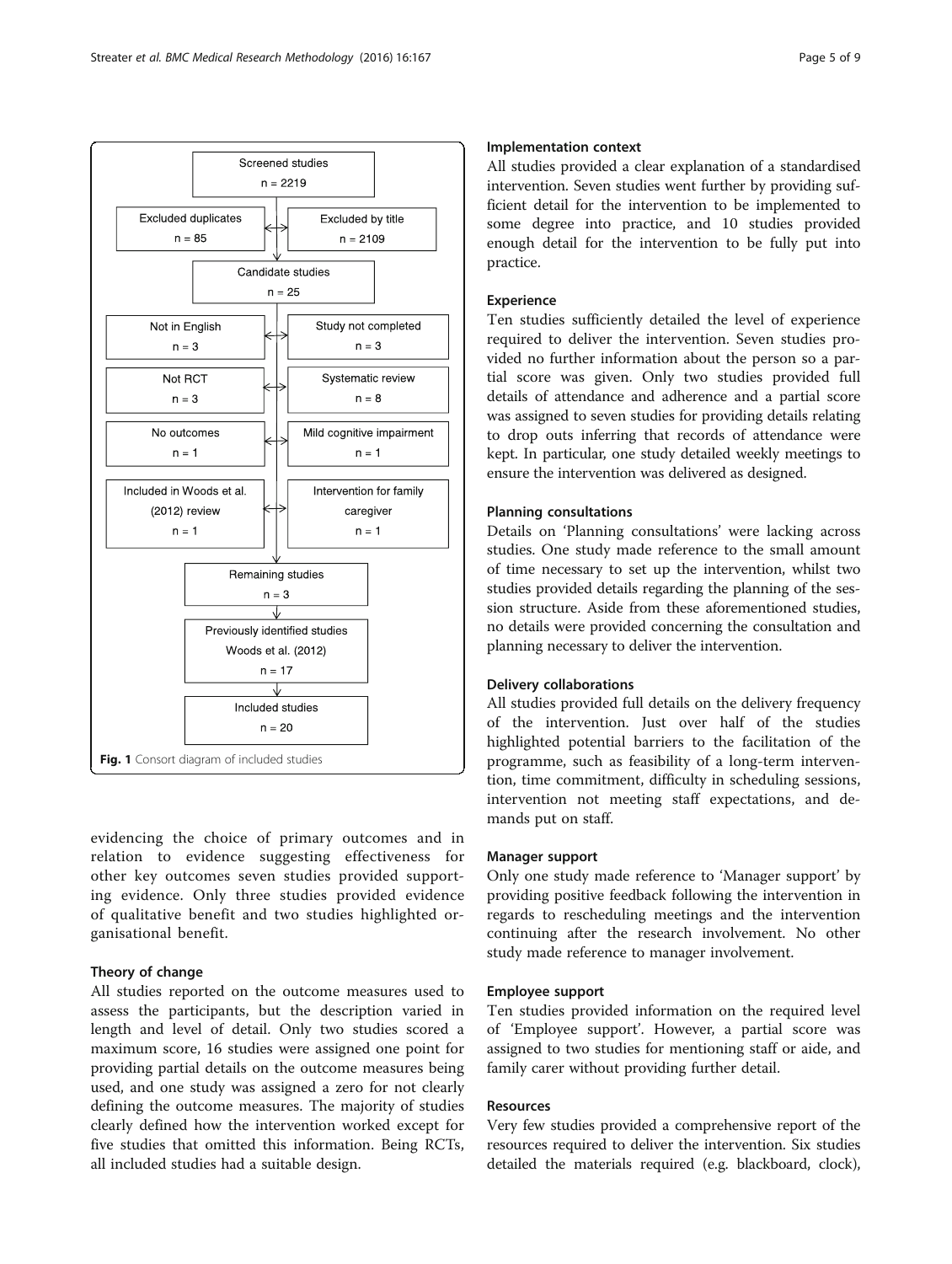Screened studies
n = 2219

Excluded duplicates
n = 85

Excluded by title
n = 2109

Candidate studies
n = 25

Not in English
n = 3

Study not completed
n = 3

Not RCT
n = 3

Systematic review
n = 8

No outcomes
n = 1

Mild cognitive impairment
n = 1

Included in Woods et al. (2012) review
n = 1

Intervention for family caregiver
n = 1

Remaining studies
n = 3

Previously identified studies Woods et al. (2012)
n = 17

Included studies
n = 20

**Fig. 1** Consort diagram of included studies

evidencing the choice of primary outcomes and in relation to evidence suggesting effectiveness for other key outcomes seven studies provided supporting evidence. Only three studies provided evidence of qualitative benefit and two studies highlighted organisational benefit.

### Theory of change

All studies reported on the outcome measures used to assess the participants, but the description varied in length and level of detail. Only two studies scored a maximum score, 16 studies were assigned one point for providing partial details on the outcome measures being used, and one study was assigned a zero for not clearly defining the outcome measures. The majority of studies clearly defined how the intervention worked except for five studies that omitted this information. Being RCTs, all included studies had a suitable design.

### Implementation context

All studies provided a clear explanation of a standardised intervention. Seven studies went further by providing sufficient detail for the intervention to be implemented to some degree into practice, and 10 studies provided enough detail for the intervention to be fully put into practice.

### Experience

Ten studies sufficiently detailed the level of experience required to deliver the intervention. Seven studies provided no further information about the person so a partial score was given. Only two studies provided full details of attendance and adherence and a partial score was assigned to seven studies for providing details relating to drop outs inferring that records of attendance were kept. In particular, one study detailed weekly meetings to ensure the intervention was delivered as designed.

### Planning consultations

Details on 'Planning consultations' were lacking across studies. One study made reference to the small amount of time necessary to set up the intervention, whilst two studies provided details regarding the planning of the session structure. Aside from these aforementioned studies, no details were provided concerning the consultation and planning necessary to deliver the intervention.

### Delivery collaborations

All studies provided full details on the delivery frequency of the intervention. Just over half of the studies highlighted potential barriers to the facilitation of the programme, such as feasibility of a long-term intervention, time commitment, difficulty in scheduling sessions, intervention not meeting staff expectations, and demands put on staff.

### Manager support

Only one study made reference to 'Manager support' by providing positive feedback following the intervention in regards to rescheduling meetings and the intervention continuing after the research involvement. No other study made reference to manager involvement.

### Employee support

Ten studies provided information on the required level of 'Employee support'. However, a partial score was assigned to two studies for mentioning staff or aide, and family carer without providing further detail.

### Resources

Very few studies provided a comprehensive report of the resources required to deliver the intervention. Six studies detailed the materials required (e.g. blackboard, clock),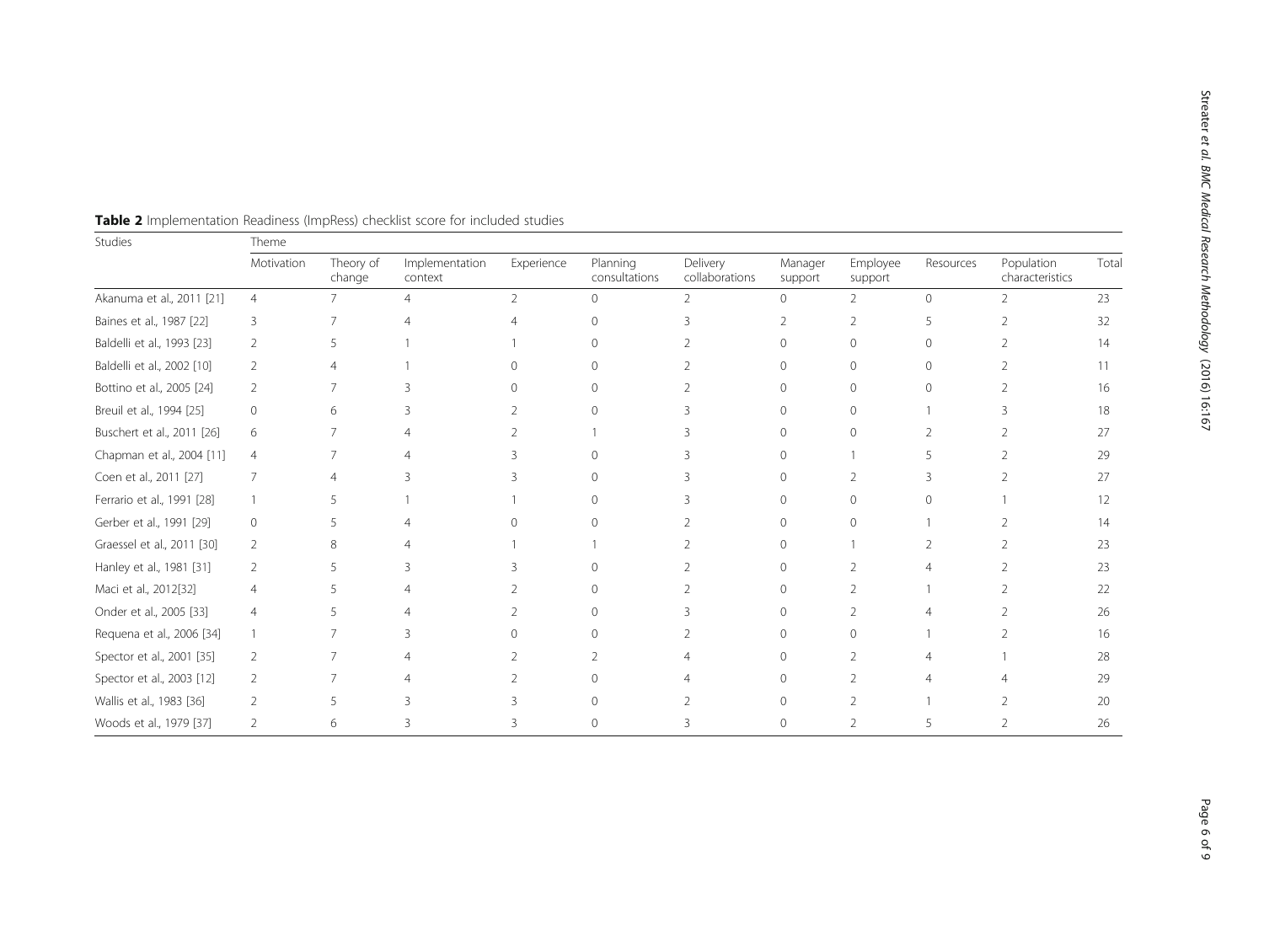**Table 2** Implementation Readiness (ImpRess) checklist score for included studies

| Studies | Theme | | | | | | | | | | |
|---|---|---|---|---|---|---|---|---|---|---|---|
| | Motivation | Theory of change | Implementation context | Experience | Planning consultations | Delivery collaborations | Manager support | Employee support | Resources | Population characteristics | Total |
| Akanuma et al., 2011 [21] | 4 | 7 | 4 | 2 | 0 | 2 | 0 | 2 | 0 | 2 | 23 |
| Baines et al., 1987 [22] | 3 | 7 | 4 | 4 | 0 | 3 | 2 | 2 | 5 | 2 | 32 |
| Baldelli et al., 1993 [23] | 2 | 5 | 1 | 1 | 0 | 2 | 0 | 0 | 0 | 2 | 14 |
| Baldelli et al., 2002 [10] | 2 | 4 | 1 | 0 | 0 | 2 | 0 | 0 | 0 | 2 | 11 |
| Bottino et al., 2005 [24] | 2 | 7 | 3 | 0 | 0 | 2 | 0 | 0 | 0 | 2 | 16 |
| Breuil et al., 1994 [25] | 0 | 6 | 3 | 2 | 0 | 3 | 0 | 0 | 1 | 3 | 18 |
| Buschert et al., 2011 [26] | 6 | 7 | 4 | 2 | 1 | 3 | 0 | 0 | 2 | 2 | 27 |
| Chapman et al., 2004 [11] | 4 | 7 | 4 | 3 | 0 | 3 | 0 | 1 | 5 | 2 | 29 |
| Coen et al., 2011 [27] | 7 | 4 | 3 | 3 | 0 | 3 | 0 | 2 | 3 | 2 | 27 |
| Ferrario et al., 1991 [28] | 1 | 5 | 1 | 1 | 0 | 3 | 0 | 0 | 0 | 1 | 12 |
| Gerber et al., 1991 [29] | 0 | 5 | 4 | 0 | 0 | 2 | 0 | 0 | 1 | 2 | 14 |
| Graessel et al., 2011 [30] | 2 | 8 | 4 | 1 | 1 | 2 | 0 | 1 | 2 | 2 | 23 |
| Hanley et al., 1981 [31] | 2 | 5 | 3 | 3 | 0 | 2 | 0 | 2 | 4 | 2 | 23 |
| Maci et al., 2012[32] | 4 | 5 | 4 | 2 | 0 | 2 | 0 | 2 | 1 | 2 | 22 |
| Onder et al., 2005 [33] | 4 | 5 | 4 | 2 | 0 | 3 | 0 | 2 | 4 | 2 | 26 |
| Requena et al., 2006 [34] | 1 | 7 | 3 | 0 | 0 | 2 | 0 | 0 | 1 | 2 | 16 |
| Spector et al., 2001 [35] | 2 | 7 | 4 | 2 | 2 | 4 | 0 | 2 | 4 | 1 | 28 |
| Spector et al., 2003 [12] | 2 | 7 | 4 | 2 | 0 | 4 | 0 | 2 | 4 | 4 | 29 |
| Wallis et al., 1983 [36] | 2 | 5 | 3 | 3 | 0 | 2 | 0 | 2 | 1 | 2 | 20 |
| Woods et al., 1979 [37] | 2 | 6 | 3 | 3 | 0 | 3 | 0 | 2 | 5 | 2 | 26 |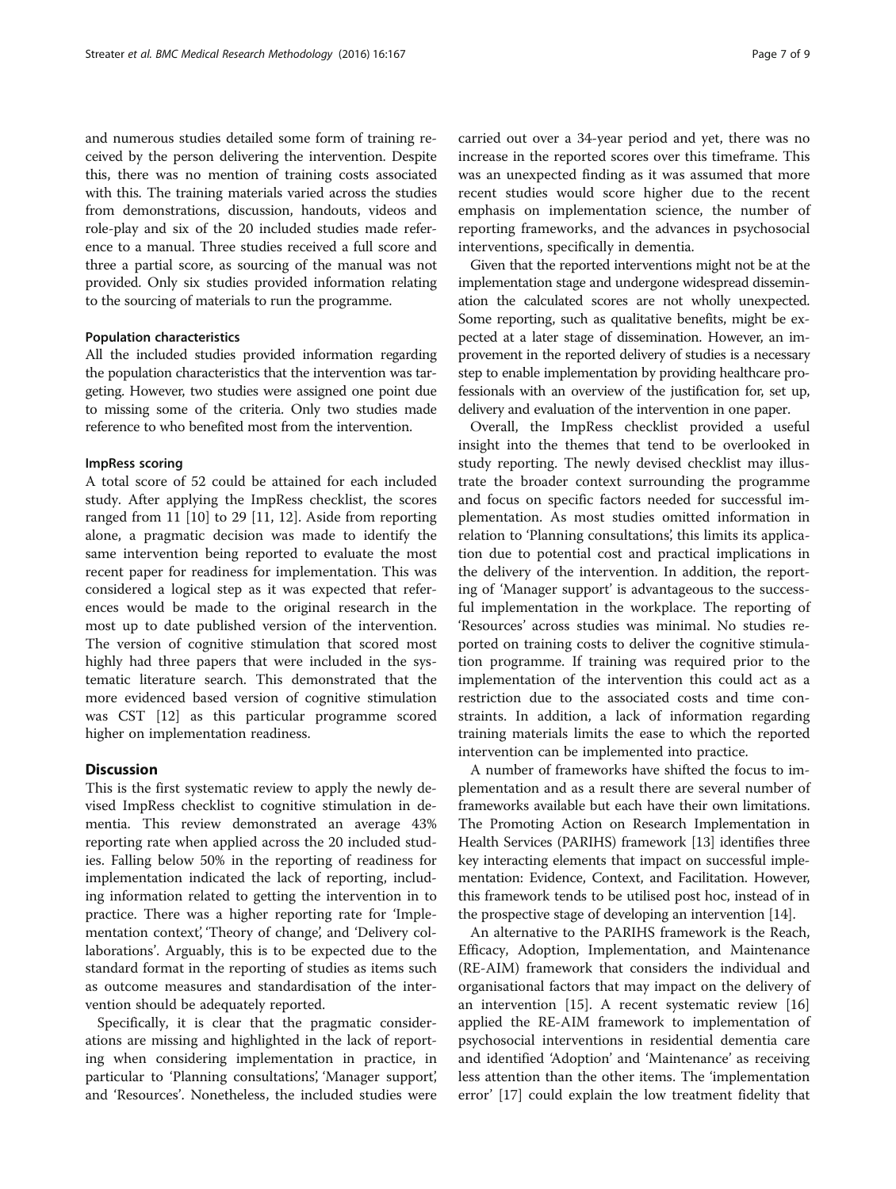and numerous studies detailed some form of training received by the person delivering the intervention. Despite this, there was no mention of training costs associated with this. The training materials varied across the studies from demonstrations, discussion, handouts, videos and role-play and six of the 20 included studies made reference to a manual. Three studies received a full score and three a partial score, as sourcing of the manual was not provided. Only six studies provided information relating to the sourcing of materials to run the programme.

#### Population characteristics

All the included studies provided information regarding the population characteristics that the intervention was targeting. However, two studies were assigned one point due to missing some of the criteria. Only two studies made reference to who benefited most from the intervention.

#### ImpRess scoring

A total score of 52 could be attained for each included study. After applying the ImpRess checklist, the scores ranged from 11 [10] to 29 [11, 12]. Aside from reporting alone, a pragmatic decision was made to identify the same intervention being reported to evaluate the most recent paper for readiness for implementation. This was considered a logical step as it was expected that references would be made to the original research in the most up to date published version of the intervention. The version of cognitive stimulation that scored most highly had three papers that were included in the systematic literature search. This demonstrated that the more evidenced based version of cognitive stimulation was CST [12] as this particular programme scored higher on implementation readiness.

## Discussion

This is the first systematic review to apply the newly devised ImpRess checklist to cognitive stimulation in dementia. This review demonstrated an average 43% reporting rate when applied across the 20 included studies. Falling below 50% in the reporting of readiness for implementation indicated the lack of reporting, including information related to getting the intervention in to practice. There was a higher reporting rate for 'Implementation context', 'Theory of change', and 'Delivery collaborations'. Arguably, this is to be expected due to the standard format in the reporting of studies as items such as outcome measures and standardisation of the intervention should be adequately reported.

Specifically, it is clear that the pragmatic considerations are missing and highlighted in the lack of reporting when considering implementation in practice, in particular to 'Planning consultations', 'Manager support', and 'Resources'. Nonetheless, the included studies were carried out over a 34-year period and yet, there was no increase in the reported scores over this timeframe. This was an unexpected finding as it was assumed that more recent studies would score higher due to the recent emphasis on implementation science, the number of reporting frameworks, and the advances in psychosocial interventions, specifically in dementia.

Given that the reported interventions might not be at the implementation stage and undergone widespread dissemination the calculated scores are not wholly unexpected. Some reporting, such as qualitative benefits, might be expected at a later stage of dissemination. However, an improvement in the reported delivery of studies is a necessary step to enable implementation by providing healthcare professionals with an overview of the justification for, set up, delivery and evaluation of the intervention in one paper.

Overall, the ImpRess checklist provided a useful insight into the themes that tend to be overlooked in study reporting. The newly devised checklist may illustrate the broader context surrounding the programme and focus on specific factors needed for successful implementation. As most studies omitted information in relation to 'Planning consultations', this limits its application due to potential cost and practical implications in the delivery of the intervention. In addition, the reporting of 'Manager support' is advantageous to the successful implementation in the workplace. The reporting of 'Resources' across studies was minimal. No studies reported on training costs to deliver the cognitive stimulation programme. If training was required prior to the implementation of the intervention this could act as a restriction due to the associated costs and time constraints. In addition, a lack of information regarding training materials limits the ease to which the reported intervention can be implemented into practice.

A number of frameworks have shifted the focus to implementation and as a result there are several number of frameworks available but each have their own limitations. The Promoting Action on Research Implementation in Health Services (PARIHS) framework [13] identifies three key interacting elements that impact on successful implementation: Evidence, Context, and Facilitation. However, this framework tends to be utilised post hoc, instead of in the prospective stage of developing an intervention [14].

An alternative to the PARIHS framework is the Reach, Efficacy, Adoption, Implementation, and Maintenance (RE-AIM) framework that considers the individual and organisational factors that may impact on the delivery of an intervention [15]. A recent systematic review [16] applied the RE-AIM framework to implementation of psychosocial interventions in residential dementia care and identified 'Adoption' and 'Maintenance' as receiving less attention than the other items. The 'implementation error' [17] could explain the low treatment fidelity that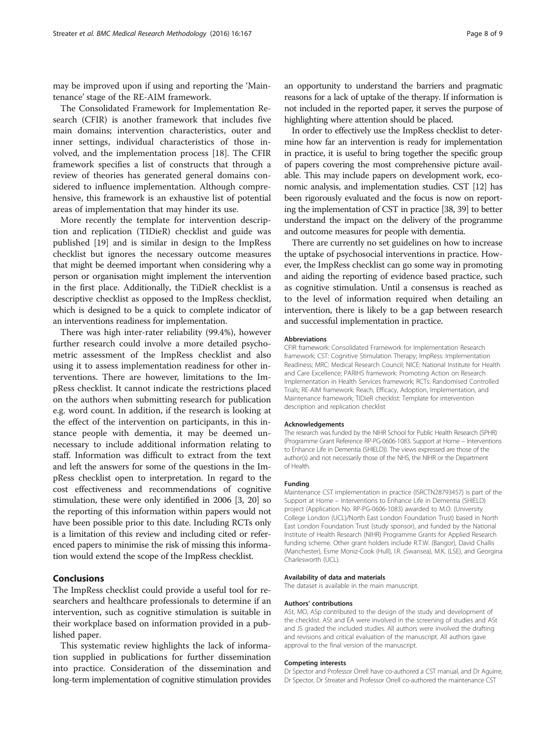may be improved upon if using and reporting the 'Maintenance' stage of the RE-AIM framework.

The Consolidated Framework for Implementation Research (CFIR) is another framework that includes five main domains; intervention characteristics, outer and inner settings, individual characteristics of those involved, and the implementation process [18]. The CFIR framework specifies a list of constructs that through a review of theories has generated general domains considered to influence implementation. Although comprehensive, this framework is an exhaustive list of potential areas of implementation that may hinder its use.

More recently the template for intervention description and replication (TIDieR) checklist and guide was published [19] and is similar in design to the ImpRess checklist but ignores the necessary outcome measures that might be deemed important when considering why a person or organisation might implement the intervention in the first place. Additionally, the TiDieR checklist is a descriptive checklist as opposed to the ImpRess checklist, which is designed to be a quick to complete indicator of an interventions readiness for implementation.

There was high inter-rater reliability (99.4%), however further research could involve a more detailed psychometric assessment of the ImpRess checklist and also using it to assess implementation readiness for other interventions. There are however, limitations to the ImpRess checklist. It cannot indicate the restrictions placed on the authors when submitting research for publication e.g. word count. In addition, if the research is looking at the effect of the intervention on participants, in this instance people with dementia, it may be deemed unnecessary to include additional information relating to staff. Information was difficult to extract from the text and left the answers for some of the questions in the ImpRess checklist open to interpretation. In regard to the cost effectiveness and recommendations of cognitive stimulation, these were only identified in 2006 [3, 20] so the reporting of this information within papers would not have been possible prior to this date. Including RCTs only is a limitation of this review and including cited or referenced papers to minimise the risk of missing this information would extend the scope of the ImpRess checklist.

## Conclusions

The ImpRess checklist could provide a useful tool for researchers and healthcare professionals to determine if an intervention, such as cognitive stimulation is suitable in their workplace based on information provided in a published paper.

This systematic review highlights the lack of information supplied in publications for further dissemination into practice. Consideration of the dissemination and long-term implementation of cognitive stimulation provides an opportunity to understand the barriers and pragmatic reasons for a lack of uptake of the therapy. If information is not included in the reported paper, it serves the purpose of highlighting where attention should be placed.

In order to effectively use the ImpRess checklist to determine how far an intervention is ready for implementation in practice, it is useful to bring together the specific group of papers covering the most comprehensive picture available. This may include papers on development work, economic analysis, and implementation studies. CST [12] has been rigorously evaluated and the focus is now on reporting the implementation of CST in practice [38, 39] to better understand the impact on the delivery of the programme and outcome measures for people with dementia.

There are currently no set guidelines on how to increase the uptake of psychosocial interventions in practice. However, the ImpRess checklist can go some way in promoting and aiding the reporting of evidence based practice, such as cognitive stimulation. Until a consensus is reached as to the level of information required when detailing an intervention, there is likely to be a gap between research and successful implementation in practice.

#### Abbreviations

CFIR framework: Consolidated Framework for Implementation Research framework; CST: Cognitive Stimulation Therapy; ImpRess: Implementation Readiness; MRC: Medical Research Council; NICE: National Institute for Health and Care Excellence; PARIHS framework: Promoting Action on Research Implementation in Health Services framework; RCTs: Randomised Controlled Trials; RE-AIM framework: Reach, Efficacy, Adoption, Implementation, and Maintenance framework; TIDieR checklist: Template for intervention description and replication checklist

#### Acknowledgements

The research was funded by the NIHR School for Public Health Research (SPHR) (Programme Grant Reference RP-PG-0606-1083. Support at Home – Interventions to Enhance Life in Dementia (SHIELD)). The views expressed are those of the author(s) and not necessarily those of the NHS, the NIHR or the Department of Health.

#### Funding

Maintenance CST implementation in practice (ISRCTN28793457) is part of the Support at Home – Interventions to Enhance Life in Dementia (SHIELD) project (Application No. RP-PG-0606-1083) awarded to M.O. (University College London (UCL)/North East London Foundation Trust) based in North East London Foundation Trust (study sponsor), and funded by the National Institute of Health Research (NIHR) Programme Grants for Applied Research funding scheme. Other grant holders include R.T.W. (Bangor), David Challis (Manchester), Esme Moniz-Cook (Hull), I.R. (Swansea), M.K. (LSE), and Georgina Charlesworth (UCL).

#### Availability of data and materials

The dataset is available in the main manuscript.

#### Authors' contributions

ASt, MO, ASp contributed to the design of the study and development of the checklist. ASt and EA were involved in the screening of studies and ASt and JS graded the included studies. All authors were involved the drafting and revisions and critical evaluation of the manuscript. All authors gave approval to the final version of the manuscript.

#### Competing interests

Dr Spector and Professor Orrell have co-authored a CST manual, and Dr Aguirre, Dr Spector, Dr Streater and Professor Orrell co-authored the maintenance CST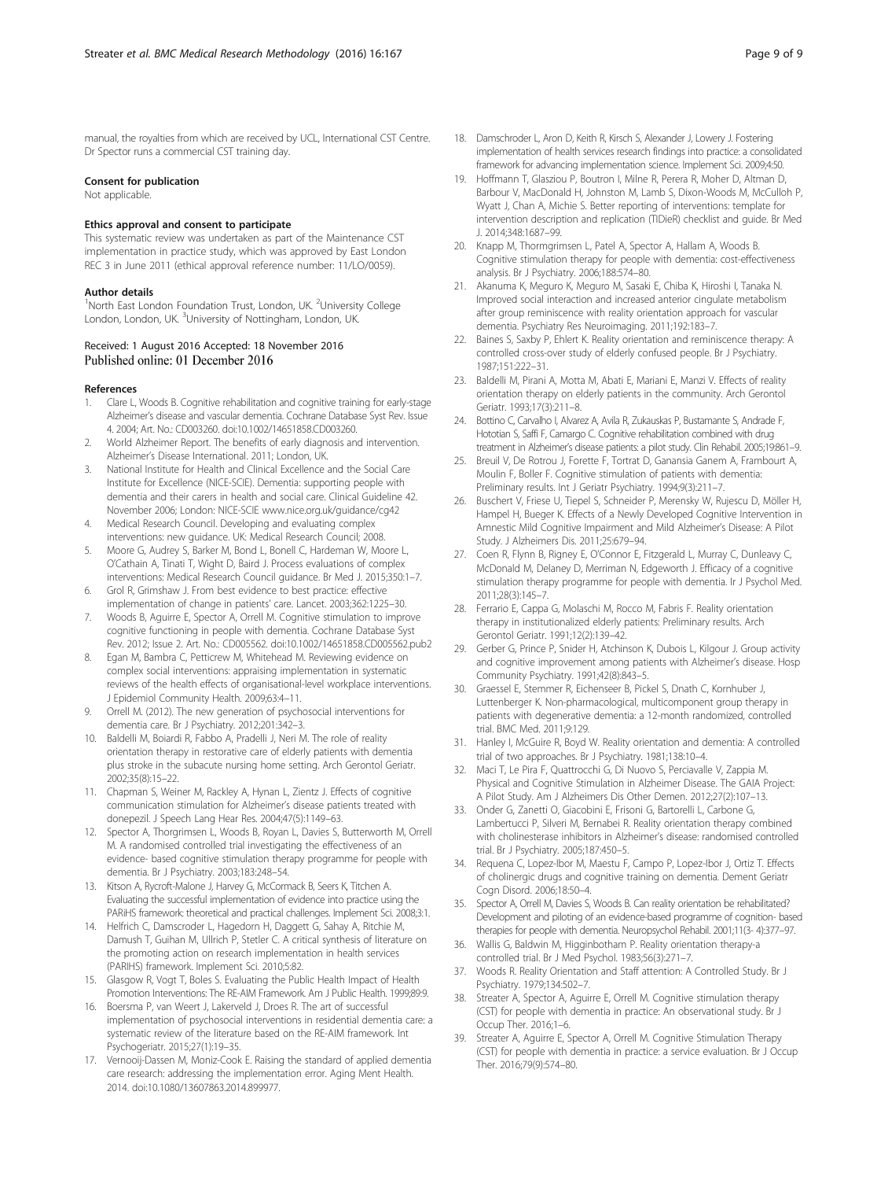manual, the royalties from which are received by UCL, International CST Centre. Dr Spector runs a commercial CST training day.

#### Consent for publication

Not applicable.

#### Ethics approval and consent to participate

This systematic review was undertaken as part of the Maintenance CST implementation in practice study, which was approved by East London REC 3 in June 2011 (ethical approval reference number: 11/LO/0059).

#### Author details

[1]North East London Foundation Trust, London, UK. [2]University College London, London, UK. [3]University of Nottingham, London, UK.

Received: 1 August 2016 Accepted: 18 November 2016
Published online: 01 December 2016

#### References

1. Clare L, Woods B. Cognitive rehabilitation and cognitive training for early-stage Alzheimer's disease and vascular dementia. Cochrane Database Syst Rev. Issue 4. 2004; Art. No.: CD003260. doi:10.1002/14651858.CD003260.
2. World Alzheimer Report. The benefits of early diagnosis and intervention. Alzheimer's Disease International. 2011; London, UK.
3. National Institute for Health and Clinical Excellence and the Social Care Institute for Excellence (NICE-SCIE). Dementia: supporting people with dementia and their carers in health and social care. Clinical Guideline 42. November 2006; London: NICE-SCIE www.nice.org.uk/guidance/cg42
4. Medical Research Council. Developing and evaluating complex interventions: new guidance. UK: Medical Research Council; 2008.
5. Moore G, Audrey S, Barker M, Bond L, Bonell C, Hardeman W, Moore L, O'Cathain A, Tinati T, Wight D, Baird J. Process evaluations of complex interventions: Medical Research Council guidance. Br Med J. 2015;350:1–7.
6. Grol R, Grimshaw J. From best evidence to best practice: effective implementation of change in patients' care. Lancet. 2003;362:1225–30.
7. Woods B, Aguirre E, Spector A, Orrell M. Cognitive stimulation to improve cognitive functioning in people with dementia. Cochrane Database Syst Rev. 2012; Issue 2. Art. No.: CD005562. doi:10.1002/14651858.CD005562.pub2
8. Egan M, Bambra C, Petticrew M, Whitehead M. Reviewing evidence on complex social interventions: appraising implementation in systematic reviews of the health effects of organisational-level workplace interventions. J Epidemiol Community Health. 2009;63:4–11.
9. Orrell M. (2012). The new generation of psychosocial interventions for dementia care. Br J Psychiatry. 2012;201:342–3.
10. Baldelli M, Boiardi R, Fabbo A, Pradelli J, Neri M. The role of reality orientation therapy in restorative care of elderly patients with dementia plus stroke in the subacute nursing home setting. Arch Gerontol Geriatr. 2002;35(8):15–22.
11. Chapman S, Weiner M, Rackley A, Hynan L, Zientz J. Effects of cognitive communication stimulation for Alzheimer's disease patients treated with donepezil. J Speech Lang Hear Res. 2004;47(5):1149–63.
12. Spector A, Thorgrimsen L, Woods B, Royan L, Davies S, Butterworth M, Orrell M. A randomised controlled trial investigating the effectiveness of an evidence- based cognitive stimulation therapy programme for people with dementia. Br J Psychiatry. 2003;183:248–54.
13. Kitson A, Rycroft-Malone J, Harvey G, McCormack B, Seers K, Titchen A. Evaluating the successful implementation of evidence into practice using the PARiHS framework: theoretical and practical challenges. Implement Sci. 2008;3:1.
14. Helfrich C, Damscroder L, Hagedorn H, Daggett G, Sahay A, Ritchie M, Damush T, Guihan M, Ullrich P, Stetler C. A critical synthesis of literature on the promoting action on research implementation in health services (PARIHS) framework. Implement Sci. 2010;5:82.
15. Glasgow R, Vogt T, Boles S. Evaluating the Public Health Impact of Health Promotion Interventions: The RE-AIM Framework. Am J Public Health. 1999;89:9.
16. Boersma P, van Weert J, Lakerveld J, Droes R. The art of successful implementation of psychosocial interventions in residential dementia care: a systematic review of the literature based on the RE-AIM framework. Int Psychogeriatr. 2015;27(1):19–35.
17. Vernooij-Dassen M, Moniz-Cook E. Raising the standard of applied dementia care research: addressing the implementation error. Aging Ment Health. 2014. doi:10.1080/13607863.2014.899977.
18. Damschroder L, Aron D, Keith R, Kirsch S, Alexander J, Lowery J. Fostering implementation of health services research findings into practice: a consolidated framework for advancing implementation science. Implement Sci. 2009;4:50.
19. Hoffmann T, Glasziou P, Boutron I, Milne R, Perera R, Moher D, Altman D, Barbour V, MacDonald H, Johnston M, Lamb S, Dixon-Woods M, McCulloh P, Wyatt J, Chan A, Michie S. Better reporting of interventions: template for intervention description and replication (TIDieR) checklist and guide. Br Med J. 2014;348:1687–99.
20. Knapp M, Thormgrimsen L, Patel A, Spector A, Hallam A, Woods B. Cognitive stimulation therapy for people with dementia: cost-effectiveness analysis. Br J Psychiatry. 2006;188:574–80.
21. Akanuma K, Meguro K, Meguro M, Sasaki E, Chiba K, Hiroshi I, Tanaka N. Improved social interaction and increased anterior cingulate metabolism after group reminiscence with reality orientation approach for vascular dementia. Psychiatry Res Neuroimaging. 2011;192:183–7.
22. Baines S, Saxby P, Ehlert K. Reality orientation and reminiscence therapy: A controlled cross-over study of elderly confused people. Br J Psychiatry. 1987;151:222–31.
23. Baldelli M, Pirani A, Motta M, Abati E, Mariani E, Manzi V. Effects of reality orientation therapy on elderly patients in the community. Arch Gerontol Geriatr. 1993;17(3):211–8.
24. Bottino C, Carvalho I, Alvarez A, Avila R, Zukauskas P, Bustamante S, Andrade F, Hototian S, Saffi F, Camargo C. Cognitive rehabilitation combined with drug treatment in Alzheimer's disease patients: a pilot study. Clin Rehabil. 2005;19:861–9.
25. Breuil V, De Rotrou J, Forette F, Tortrat D, Ganansia Ganem A, Frambourt A, Moulin F, Boller F. Cognitive stimulation of patients with dementia: Preliminary results. Int J Geriatr Psychiatry. 1994;9(3):211–7.
26. Buschert V, Friese U, Tiepel S, Schneider P, Merensky W, Rujescu D, Möller H, Hampel H, Bueger K. Effects of a Newly Developed Cognitive Intervention in Amnestic Mild Cognitive Impairment and Mild Alzheimer's Disease: A Pilot Study. J Alzheimers Dis. 2011;25:679–94.
27. Coen R, Flynn B, Rigney E, O'Connor E, Fitzgerald L, Murray C, Dunleavy C, McDonald M, Delaney D, Merriman N, Edgeworth J. Efficacy of a cognitive stimulation therapy programme for people with dementia. Ir J Psychol Med. 2011;28(3):145–7.
28. Ferrario E, Cappa G, Molaschi M, Rocco M, Fabris F. Reality orientation therapy in institutionalized elderly patients: Preliminary results. Arch Gerontol Geriatr. 1991;12(2):139–42.
29. Gerber G, Prince P, Snider H, Atchinson K, Dubois L, Kilgour J. Group activity and cognitive improvement among patients with Alzheimer's disease. Hosp Community Psychiatry. 1991;42(8):843–5.
30. Graessel E, Stemmer R, Eichenseer B, Pickel S, Dnath C, Kornhuber J, Luttenberger K. Non-pharmacological, multicomponent group therapy in patients with degenerative dementia: a 12-month randomized, controlled trial. BMC Med. 2011;9:129.
31. Hanley I, McGuire R, Boyd W. Reality orientation and dementia: A controlled trial of two approaches. Br J Psychiatry. 1981;138:10–4.
32. Maci T, Le Pira F, Quattrocchi G, Di Nuovo S, Perciavalle V, Zappia M. Physical and Cognitive Stimulation in Alzheimer Disease. The GAIA Project: A Pilot Study. Am J Alzheimers Dis Other Demen. 2012;27(2):107–13.
33. Onder G, Zanetti O, Giacobini E, Frisoni G, Bartorelli L, Carbone G, Lambertucci P, Silveri M, Bernabei R. Reality orientation therapy combined with cholinesterase inhibitors in Alzheimer's disease: randomised controlled trial. Br J Psychiatry. 2005;187:450–5.
34. Requena C, Lopez-Ibor M, Maestu F, Campo P, Lopez-Ibor J, Ortiz T. Effects of cholinergic drugs and cognitive training on dementia. Dement Geriatr Cogn Disord. 2006;18:50–4.
35. Spector A, Orrell M, Davies S, Woods B. Can reality orientation be rehabilitated? Development and piloting of an evidence-based programme of cognition- based therapies for people with dementia. Neuropsychol Rehabil. 2001;11(3- 4):377–97.
36. Wallis G, Baldwin M, Higginbotham P. Reality orientation therapy-a controlled trial. Br J Med Psychol. 1983;56(3):271–7.
37. Woods R. Reality Orientation and Staff attention: A Controlled Study. Br J Psychiatry. 1979;134:502–7.
38. Streater A, Spector A, Aguirre E, Orrell M. Cognitive stimulation therapy (CST) for people with dementia in practice: An observational study. Br J Occup Ther. 2016;1–6.
39. Streater A, Aguirre E, Spector A, Orrell M. Cognitive Stimulation Therapy (CST) for people with dementia in practice: a service evaluation. Br J Occup Ther. 2016;79(9):574–80.